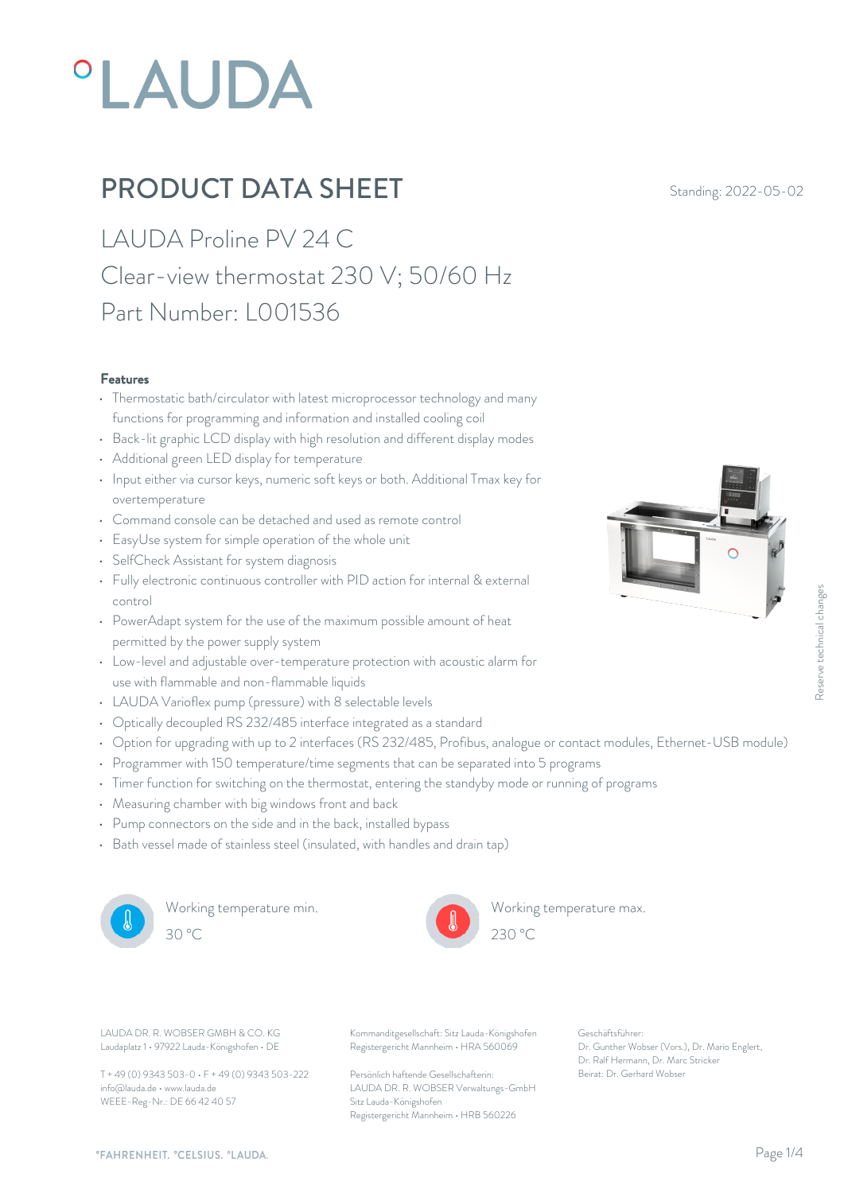# PRODUCT DATA SHEET

Standing: 2022-05-02

## LAUDA Proline PV 24 C
## Clear-view thermostat 230 V; 50/60 Hz
## Part Number: L001536

### Features

- Thermostatic bath/circulator with latest microprocessor technology and many functions for programming and information and installed cooling coil
- Back-lit graphic LCD display with high resolution and different display modes
- Additional green LED display for temperature
- Input either via cursor keys, numeric soft keys or both. Additional Tmax key for overtemperature
- Command console can be detached and used as remote control
- EasyUse system for simple operation of the whole unit
- SelfCheck Assistant for system diagnosis
- Fully electronic continuous controller with PID action for internal & external control
- PowerAdapt system for the use of the maximum possible amount of heat permitted by the power supply system
- Low-level and adjustable over-temperature protection with acoustic alarm for use with flammable and non-flammable liquids
- LAUDA Varioflex pump (pressure) with 8 selectable levels
- Optically decoupled RS 232/485 interface integrated as a standard
- Option for upgrading with up to 2 interfaces (RS 232/485, Profibus, analogue or contact modules, Ethernet-USB module)
- Programmer with 150 temperature/time segments that can be separated into 5 programs
- Timer function for switching on the thermostat, entering the standby mode or running of programs
- Measuring chamber with big windows front and back
- Pump connectors on the side and in the back, installed bypass
- Bath vessel made of stainless steel (insulated, with handles and drain tap)

Working temperature min.
30 °C

Working temperature max.
230 °C

Reserve technical changes

LAUDA DR. R. WOBSER GMBH & CO. KG
Laudaplatz 1 • 97922 Lauda-Königshofen • DE

T + 49 (0) 9343 503-0 • F + 49 (0) 9343 503-222
info@lauda.de • www.lauda.de
WEEE-Reg-Nr.: DE 66 42 40 57

Kommanditgesellschaft: Sitz Lauda-Königshofen
Registergericht Mannheim • HRA 560069

Persönlich haftende Gesellschafterin:
LAUDA DR. R. WOBSER Verwaltungs-GmbH
Sitz Lauda-Königshofen
Registergericht Mannheim • HRB 560226

Geschäftsführer:
Dr. Gunther Wobser (Vors.), Dr. Mario Englert, Dr. Ralf Hermann, Dr. Marc Stricker
Beirat: Dr. Gerhard Wobser

°FAHRENHEIT. °CELSIUS. °LAUDA.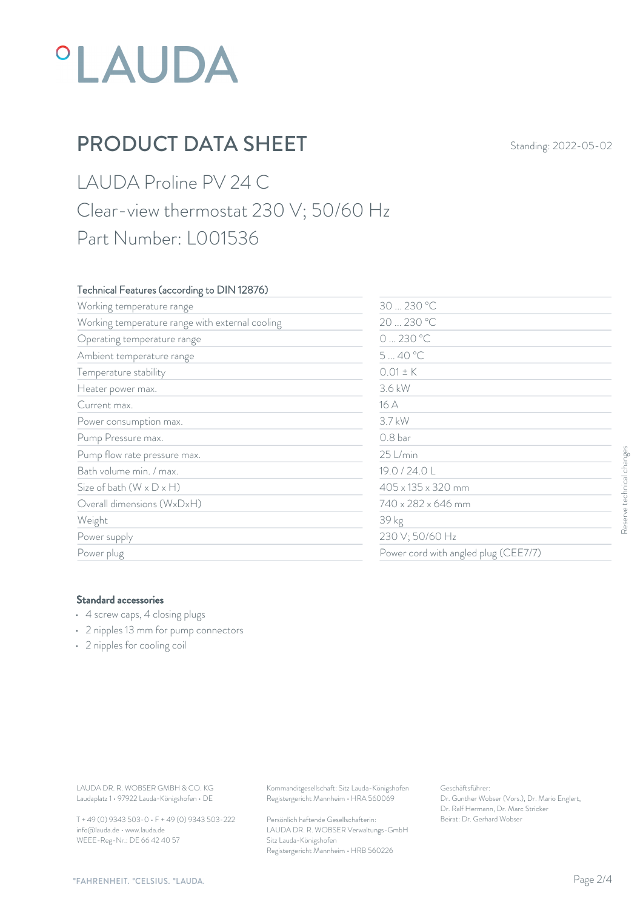# PRODUCT DATA SHEET

Standing: 2022-05-02

## LAUDA Proline PV 24 C

## Clear-view thermostat 230 V; 50/60 Hz

## Part Number: L001536

| Technical Features (according to DIN 12876) | |
|---|---|
| Working temperature range | 30 ... 230 °C |
| Working temperature range with external cooling | 20 ... 230 °C |
| Operating temperature range | 0 ... 230 °C |
| Ambient temperature range | 5 ... 40 °C |
| Temperature stability | 0.01 ± K |
| Heater power max. | 3.6 kW |
| Current max. | 16 A |
| Power consumption max. | 3.7 kW |
| Pump Pressure max. | 0.8 bar |
| Pump flow rate pressure max. | 25 L/min |
| Bath volume min. / max. | 19.0 / 24.0 L |
| Size of bath (W x D x H) | 405 x 135 x 320 mm |
| Overall dimensions (WxDxH) | 740 x 282 x 646 mm |
| Weight | 39 kg |
| Power supply | 230 V; 50/60 Hz |
| Power plug | Power cord with angled plug (CEE7/7) |

Reserve technical changes

### Standard accessories

- 4 screw caps, 4 closing plugs
- 2 nipples 13 mm for pump connectors
- 2 nipples for cooling coil

LAUDA DR. R. WOBSER GMBH & CO. KG
Laudaplatz 1 • 97922 Lauda-Königshofen • DE

T + 49 (0) 9343 503-0 • F + 49 (0) 9343 503-222
info@lauda.de • www.lauda.de
WEEE-Reg-Nr.: DE 66 42 40 57

Kommanditgesellschaft: Sitz Lauda-Königshofen
Registergericht Mannheim • HRA 560069

Persönlich haftende Gesellschafterin:
LAUDA DR. R. WOBSER Verwaltungs-GmbH
Sitz Lauda-Königshofen
Registergericht Mannheim • HRB 560226

Geschäftsführer:
Dr. Gunther Wobser (Vors.), Dr. Mario Englert,
Dr. Ralf Hermann, Dr. Marc Stricker
Beirat: Dr. Gerhard Wobser

°FAHRENHEIT. °CELSIUS. °LAUDA.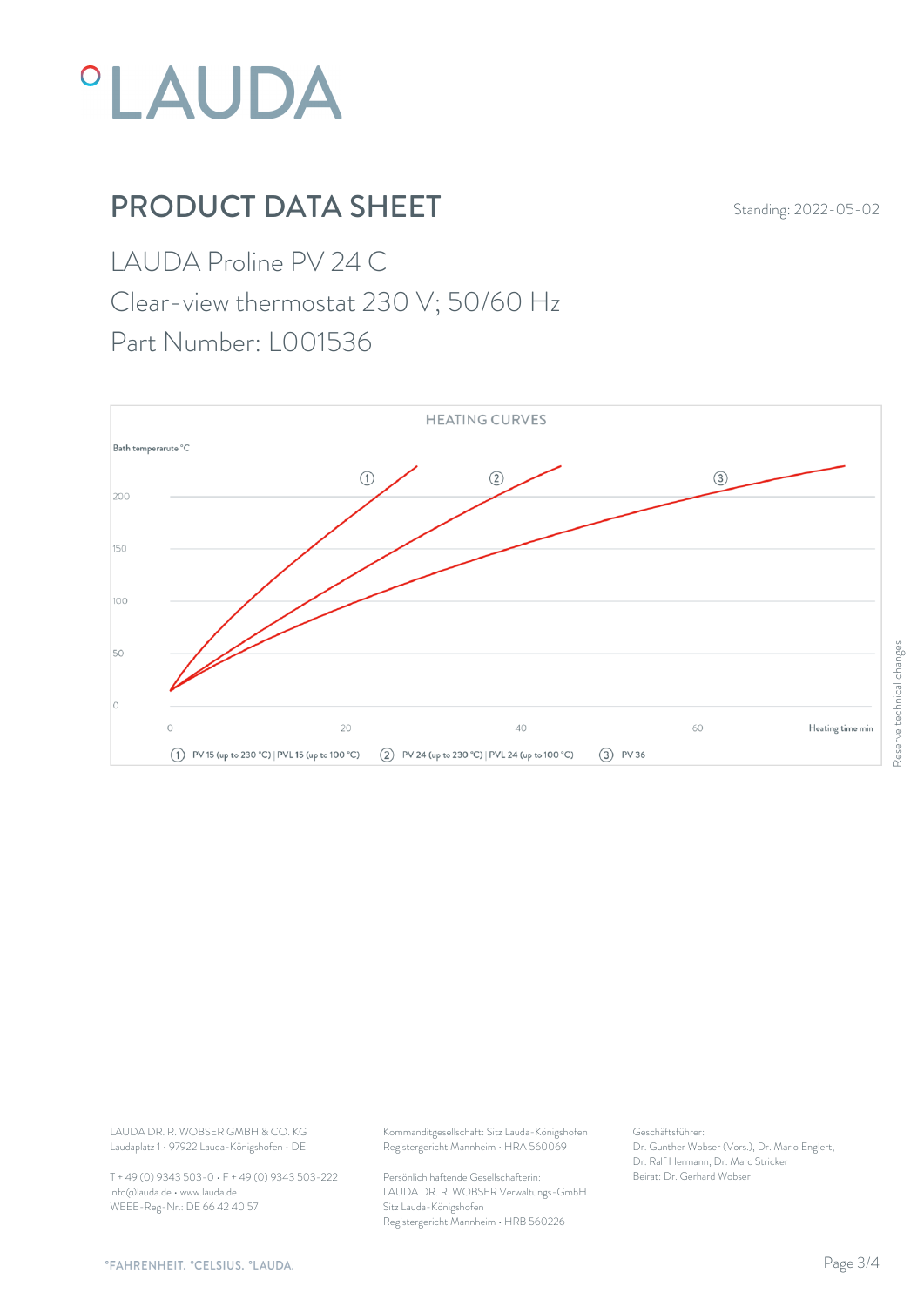# PRODUCT DATA SHEET

Standing: 2022-05-02

## LAUDA Proline PV 24 C

Clear-view thermostat 230 V; 50/60 Hz

Part Number: L001536

### HEATING CURVES

Bath temperarute °C

200

150

100

50

0

0 20 40 60 Heating time min

① PV 15 (up to 230 °C) | PVL 15 (up to 100 °C) ② PV 24 (up to 230 °C) | PVL 24 (up to 100 °C) ③ PV 36

Reserve technical changes

LAUDA DR. R. WOBSER GMBH & CO. KG
Laudaplatz 1 • 97922 Lauda-Königshofen • DE

T + 49 (0) 9343 503-0 • F + 49 (0) 9343 503-222
info@lauda.de • www.lauda.de
WEEE-Reg-Nr.: DE 66 42 40 57

Kommanditgesellschaft: Sitz Lauda-Königshofen
Registergericht Mannheim • HRA 560069

Persönlich haftende Gesellschafterin:
LAUDA DR. R. WOBSER Verwaltungs-GmbH
Sitz Lauda-Königshofen
Registergericht Mannheim • HRB 560226

Geschäftsführer:
Dr. Gunther Wobser (Vors.), Dr. Mario Englert,
Dr. Ralf Hermann, Dr. Marc Stricker
Beirat: Dr. Gerhard Wobser

°FAHRENHEIT. °CELSIUS. °LAUDA.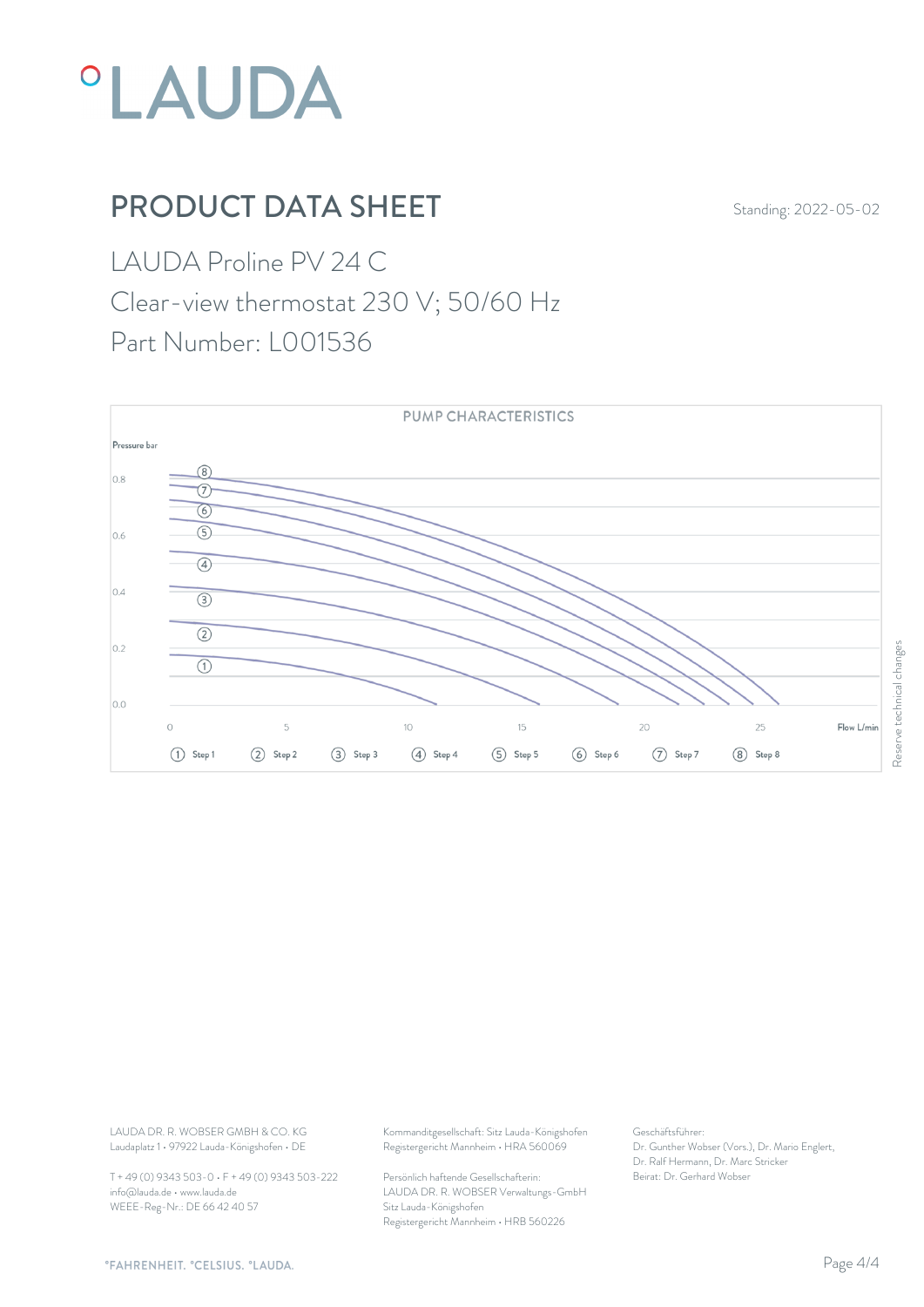# PRODUCT DATA SHEET

Standing: 2022-05-02

LAUDA Proline PV 24 C

Clear-view thermostat 230 V; 50/60 Hz

Part Number: L001536

PUMP CHARACTERISTICS

Pressure bar

0.8

0.6

0.4

0.2

0.0

0 5 10 15 20 25 Flow L/min

① Step 1 ② Step 2 ③ Step 3 ④ Step 4 ⑤ Step 5 ⑥ Step 6 ⑦ Step 7 ⑧ Step 8

Reserve technical changes

LAUDA DR. R. WOBSER GMBH & CO. KG
Laudaplatz 1 • 97922 Lauda-Königshofen • DE

T + 49 (0) 9343 503-0 • F + 49 (0) 9343 503-222
info@lauda.de • www.lauda.de
WEEE-Reg-Nr.: DE 66 42 40 57

Kommanditgesellschaft: Sitz Lauda-Königshofen
Registergericht Mannheim • HRA 560069

Persönlich haftende Gesellschafterin:
LAUDA DR. R. WOBSER Verwaltungs-GmbH
Sitz Lauda-Königshofen
Registergericht Mannheim • HRB 560226

Geschäftsführer:
Dr. Gunther Wobser (Vors.), Dr. Mario Englert,
Dr. Ralf Hermann, Dr. Marc Stricker
Beirat: Dr. Gerhard Wobser

°FAHRENHEIT. °CELSIUS. °LAUDA.